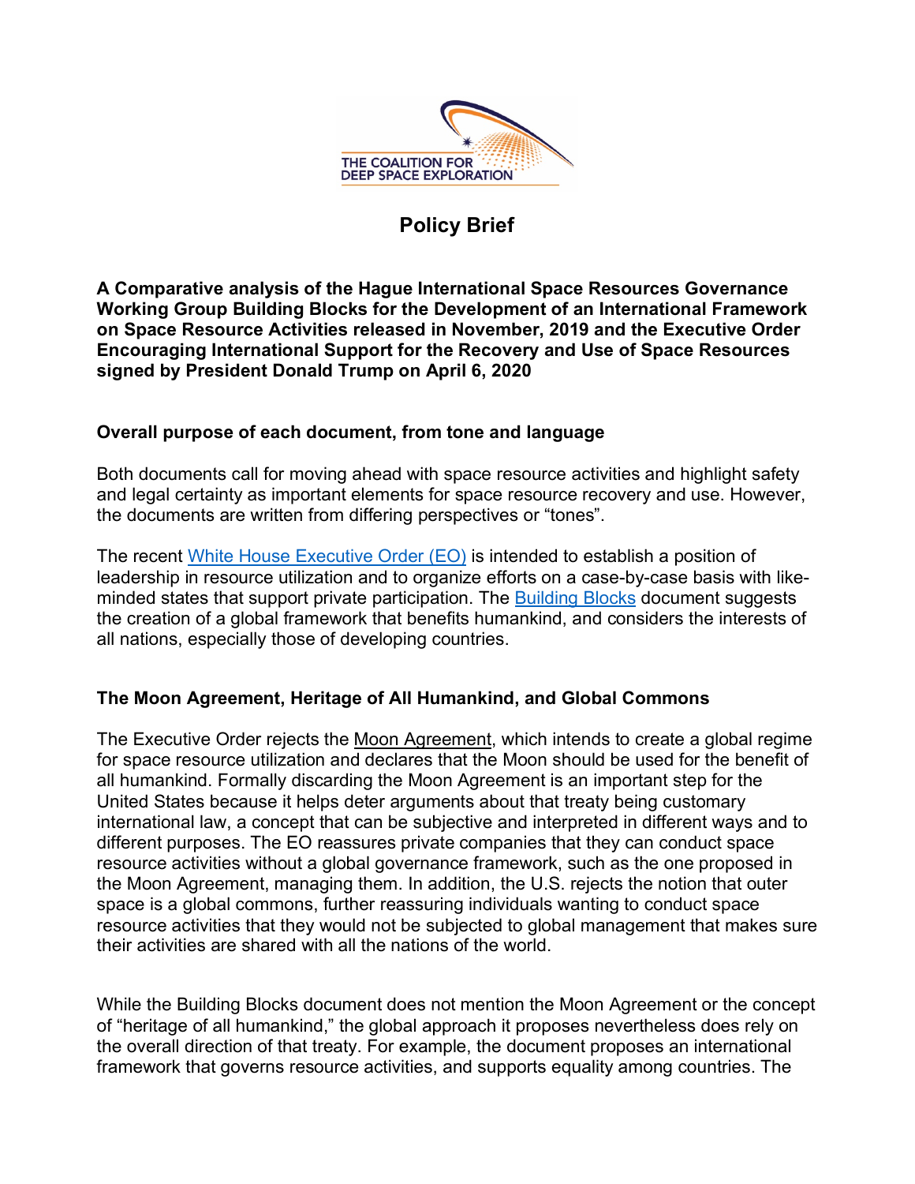THE COALITION FOR DEEP SPACE EXPLORATION

# Policy Brief

**A Comparative analysis of the Hague International Space Resources Governance Working Group Building Blocks for the Development of an International Framework on Space Resource Activities released in November, 2019 and the Executive Order Encouraging International Support for the Recovery and Use of Space Resources signed by President Donald Trump on April 6, 2020**

## Overall purpose of each document, from tone and language

Both documents call for moving ahead with space resource activities and highlight safety and legal certainty as important elements for space resource recovery and use. However, the documents are written from differing perspectives or "tones".

The recent White House Executive Order (EO) is intended to establish a position of leadership in resource utilization and to organize efforts on a case-by-case basis with like-minded states that support private participation. The Building Blocks document suggests the creation of a global framework that benefits humankind, and considers the interests of all nations, especially those of developing countries.

## The Moon Agreement, Heritage of All Humankind, and Global Commons

The Executive Order rejects the Moon Agreement, which intends to create a global regime for space resource utilization and declares that the Moon should be used for the benefit of all humankind. Formally discarding the Moon Agreement is an important step for the United States because it helps deter arguments about that treaty being customary international law, a concept that can be subjective and interpreted in different ways and to different purposes. The EO reassures private companies that they can conduct space resource activities without a global governance framework, such as the one proposed in the Moon Agreement, managing them. In addition, the U.S. rejects the notion that outer space is a global commons, further reassuring individuals wanting to conduct space resource activities that they would not be subjected to global management that makes sure their activities are shared with all the nations of the world.

While the Building Blocks document does not mention the Moon Agreement or the concept of "heritage of all humankind," the global approach it proposes nevertheless does rely on the overall direction of that treaty. For example, the document proposes an international framework that governs resource activities, and supports equality among countries. The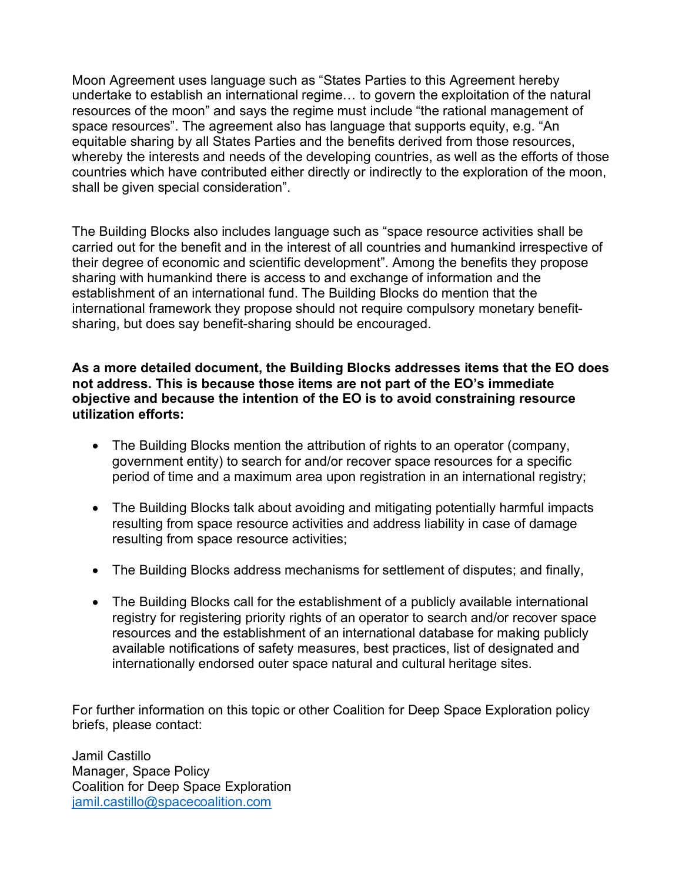Moon Agreement uses language such as "States Parties to this Agreement hereby undertake to establish an international regime… to govern the exploitation of the natural resources of the moon" and says the regime must include "the rational management of space resources". The agreement also has language that supports equity, e.g. "An equitable sharing by all States Parties and the benefits derived from those resources, whereby the interests and needs of the developing countries, as well as the efforts of those countries which have contributed either directly or indirectly to the exploration of the moon, shall be given special consideration".

The Building Blocks also includes language such as "space resource activities shall be carried out for the benefit and in the interest of all countries and humankind irrespective of their degree of economic and scientific development". Among the benefits they propose sharing with humankind there is access to and exchange of information and the establishment of an international fund. The Building Blocks do mention that the international framework they propose should not require compulsory monetary benefit-sharing, but does say benefit-sharing should be encouraged.

**As a more detailed document, the Building Blocks addresses items that the EO does not address. This is because those items are not part of the EO's immediate objective and because the intention of the EO is to avoid constraining resource utilization efforts:**

- The Building Blocks mention the attribution of rights to an operator (company, government entity) to search for and/or recover space resources for a specific period of time and a maximum area upon registration in an international registry;
- The Building Blocks talk about avoiding and mitigating potentially harmful impacts resulting from space resource activities and address liability in case of damage resulting from space resource activities;
- The Building Blocks address mechanisms for settlement of disputes; and finally,
- The Building Blocks call for the establishment of a publicly available international registry for registering priority rights of an operator to search and/or recover space resources and the establishment of an international database for making publicly available notifications of safety measures, best practices, list of designated and internationally endorsed outer space natural and cultural heritage sites.

For further information on this topic or other Coalition for Deep Space Exploration policy briefs, please contact:

Jamil Castillo
Manager, Space Policy
Coalition for Deep Space Exploration
[jamil.castillo@spacecoalition.com](mailto:jamil.castillo@spacecoalition.com)